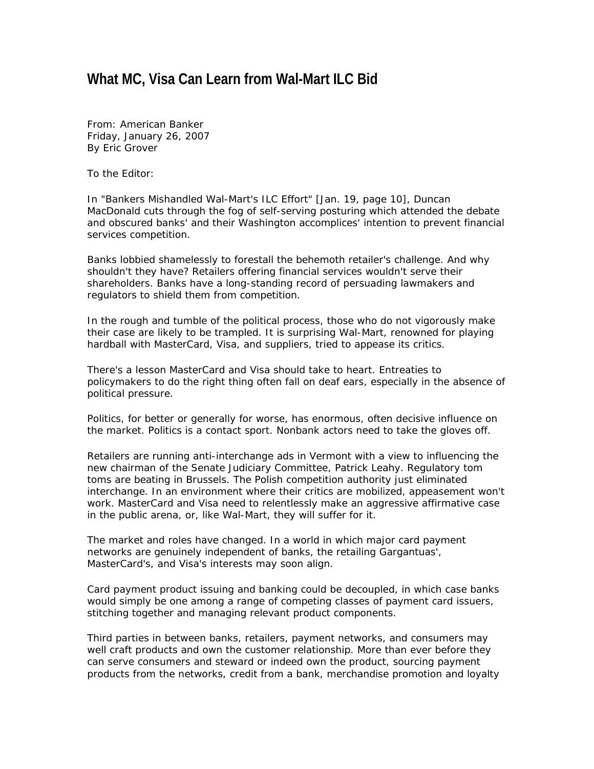# What MC, Visa Can Learn from Wal-Mart ILC Bid

From: American Banker
Friday, January 26, 2007
By Eric Grover

To the Editor:

In "Bankers Mishandled Wal-Mart's ILC Effort" [Jan. 19, page 10], Duncan MacDonald cuts through the fog of self-serving posturing which attended the debate and obscured banks' and their Washington accomplices' intention to prevent financial services competition.

Banks lobbied shamelessly to forestall the behemoth retailer's challenge. And why shouldn't they have? Retailers offering financial services wouldn't serve their shareholders. Banks have a long-standing record of persuading lawmakers and regulators to shield them from competition.

In the rough and tumble of the political process, those who do not vigorously make their case are likely to be trampled. It is surprising Wal-Mart, renowned for playing hardball with MasterCard, Visa, and suppliers, tried to appease its critics.

There's a lesson MasterCard and Visa should take to heart. Entreaties to policymakers to do the right thing often fall on deaf ears, especially in the absence of political pressure.

Politics, for better or generally for worse, has enormous, often decisive influence on the market. Politics is a contact sport. Nonbank actors need to take the gloves off.

Retailers are running anti-interchange ads in Vermont with a view to influencing the new chairman of the Senate Judiciary Committee, Patrick Leahy. Regulatory tom toms are beating in Brussels. The Polish competition authority just eliminated interchange. In an environment where their critics are mobilized, appeasement won't work. MasterCard and Visa need to relentlessly make an aggressive affirmative case in the public arena, or, like Wal-Mart, they will suffer for it.

The market and roles have changed. In a world in which major card payment networks are genuinely independent of banks, the retailing Gargantuas', MasterCard's, and Visa's interests may soon align.

Card payment product issuing and banking could be decoupled, in which case banks would simply be one among a range of competing classes of payment card issuers, stitching together and managing relevant product components.

Third parties in between banks, retailers, payment networks, and consumers may well craft products and own the customer relationship. More than ever before they can serve consumers and steward or indeed own the product, sourcing payment products from the networks, credit from a bank, merchandise promotion and loyalty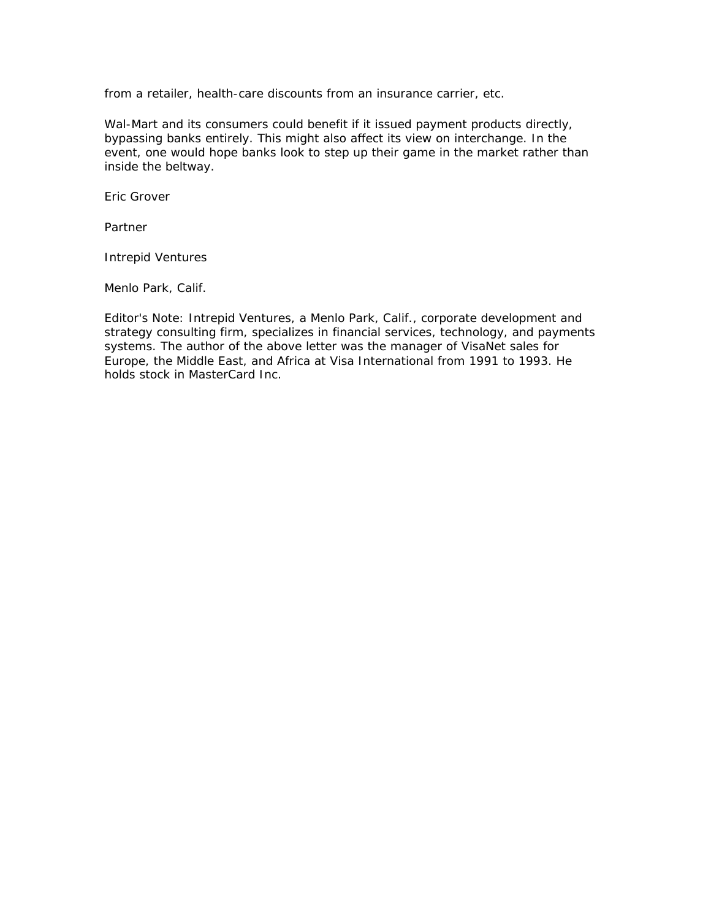from a retailer, health-care discounts from an insurance carrier, etc.

Wal-Mart and its consumers could benefit if it issued payment products directly, bypassing banks entirely. This might also affect its view on interchange. In the event, one would hope banks look to step up their game in the market rather than inside the beltway.

Eric Grover

Partner

Intrepid Ventures

Menlo Park, Calif.

Editor's Note: Intrepid Ventures, a Menlo Park, Calif., corporate development and strategy consulting firm, specializes in financial services, technology, and payments systems. The author of the above letter was the manager of VisaNet sales for Europe, the Middle East, and Africa at Visa International from 1991 to 1993. He holds stock in MasterCard Inc.